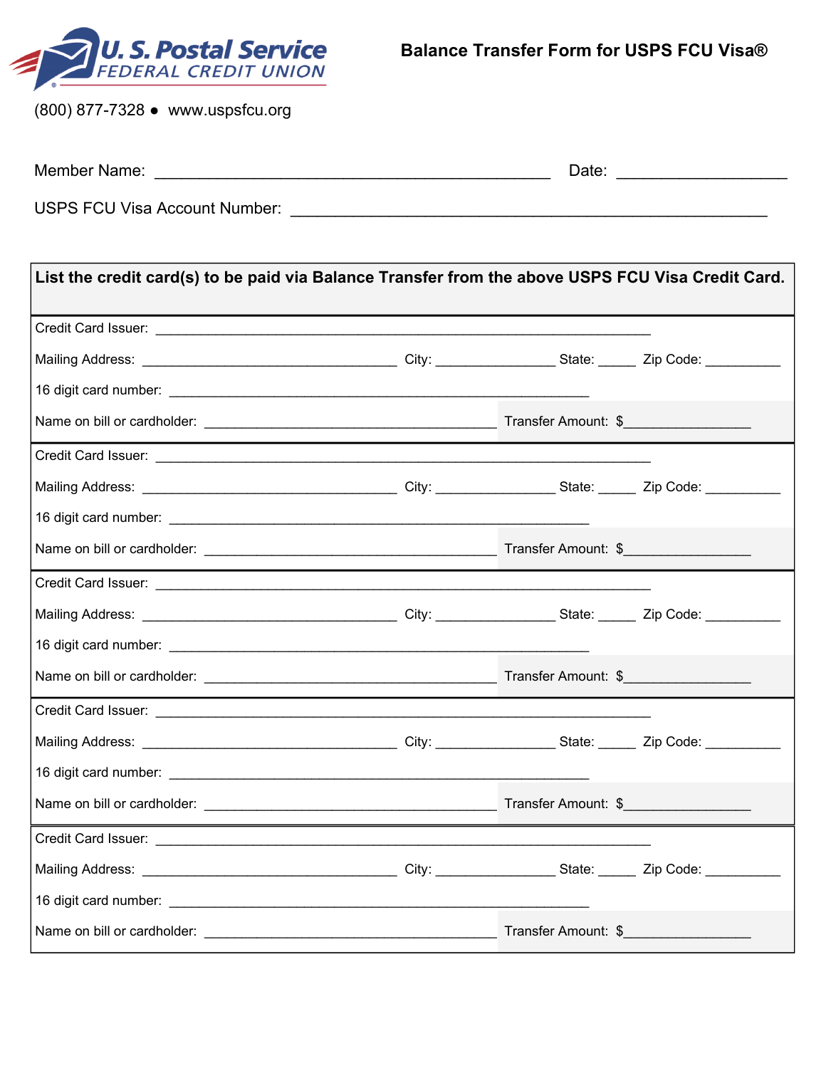**U. S. Postal Service**
*FEDERAL CREDIT UNION*

# Balance Transfer Form for USPS FCU Visa®

(800) 877-7328 ● www.uspsfcu.org

Member Name: ____________________________________________ Date: ___________________

USPS FCU Visa Account Number: _____________________________________________________

**List the credit card(s) to be paid via Balance Transfer from the above USPS FCU Visa Credit Card.**

Credit Card Issuer: _______________________________________________________________

Mailing Address: ___________________________ City: _____________ State: ____ Zip Code: ________

16 digit card number: ______________________________________________

Name on bill or cardholder: ________________________________ Transfer Amount: $______________

Credit Card Issuer: _______________________________________________________________

Mailing Address: ___________________________ City: _____________ State: ____ Zip Code: ________

16 digit card number: ______________________________________________

Name on bill or cardholder: ________________________________ Transfer Amount: $______________

Credit Card Issuer: _______________________________________________________________

Mailing Address: ___________________________ City: _____________ State: ____ Zip Code: ________

16 digit card number: ______________________________________________

Name on bill or cardholder: ________________________________ Transfer Amount: $______________

Credit Card Issuer: _______________________________________________________________

Mailing Address: ___________________________ City: _____________ State: ____ Zip Code: ________

16 digit card number: ______________________________________________

Name on bill or cardholder: ________________________________ Transfer Amount: $______________

Credit Card Issuer: _______________________________________________________________

Mailing Address: ___________________________ City: _____________ State: ____ Zip Code: ________

16 digit card number: ______________________________________________

Name on bill or cardholder: ________________________________ Transfer Amount: $______________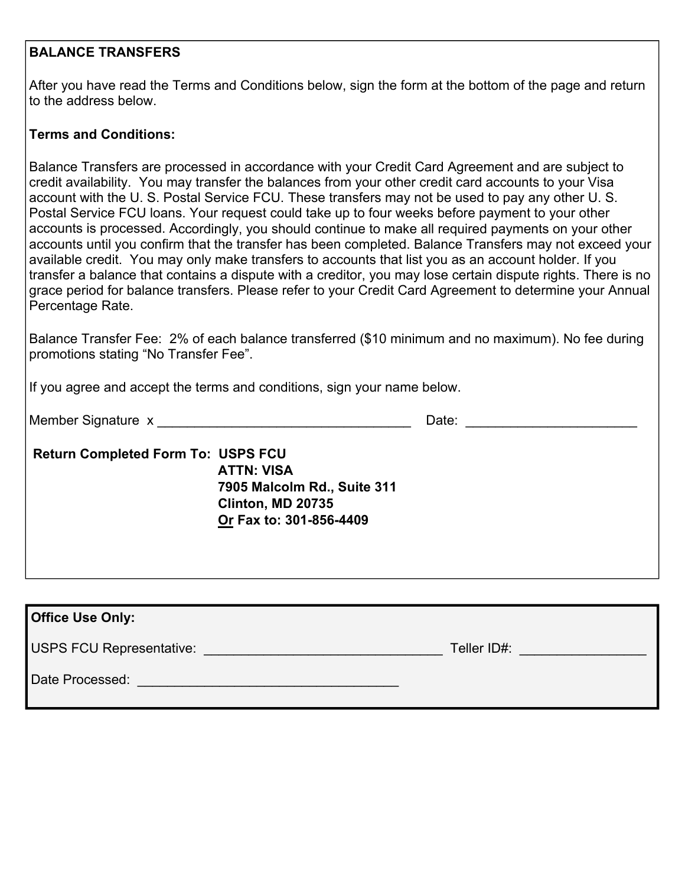## BALANCE TRANSFERS

After you have read the Terms and Conditions below, sign the form at the bottom of the page and return to the address below.

**Terms and Conditions:**

Balance Transfers are processed in accordance with your Credit Card Agreement and are subject to credit availability. You may transfer the balances from your other credit card accounts to your Visa account with the U. S. Postal Service FCU. These transfers may not be used to pay any other U. S. Postal Service FCU loans. Your request could take up to four weeks before payment to your other accounts is processed. Accordingly, you should continue to make all required payments on your other accounts until you confirm that the transfer has been completed. Balance Transfers may not exceed your available credit. You may only make transfers to accounts that list you as an account holder. If you transfer a balance that contains a dispute with a creditor, you may lose certain dispute rights. There is no grace period for balance transfers. Please refer to your Credit Card Agreement to determine your Annual Percentage Rate.

Balance Transfer Fee: 2% of each balance transferred ($10 minimum and no maximum). No fee during promotions stating "No Transfer Fee".

If you agree and accept the terms and conditions, sign your name below.

Member Signature x ___________________________________ Date: ________________________

**Return Completed Form To:** **USPS FCU**
**ATTN: VISA**
**7905 Malcolm Rd., Suite 311**
**Clinton, MD 20735**
**<u>Or</u> Fax to: 301-856-4409**

**Office Use Only:**

USPS FCU Representative: _________________________________ Teller ID#: _________________

Date Processed: ____________________________________